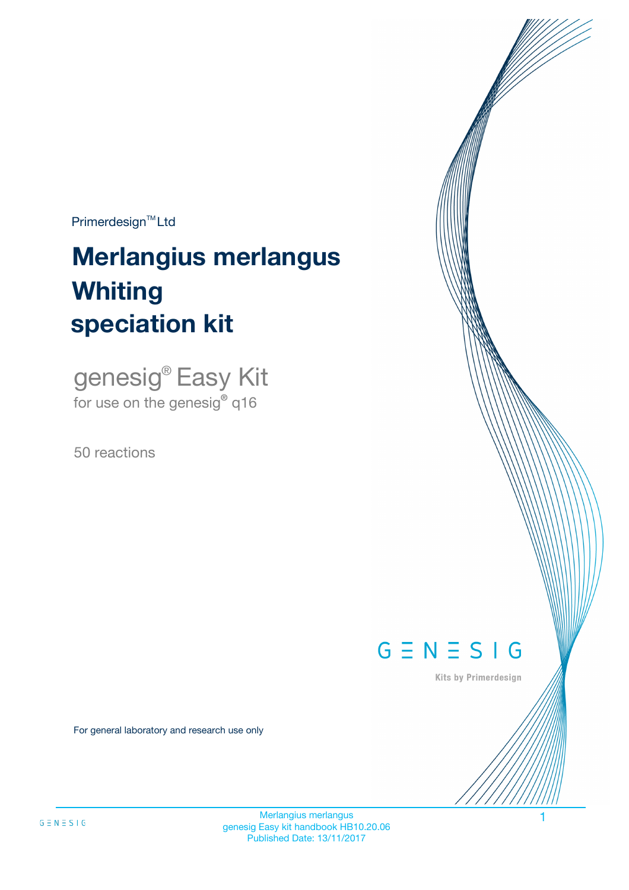Primerdesign™ Ltd

# Merlangius merlangus Whiting speciation kit

genesig® Easy Kit

for use on the genesig® q16

50 reactions

GENESIG

Kits by Primerdesign

For general laboratory and research use only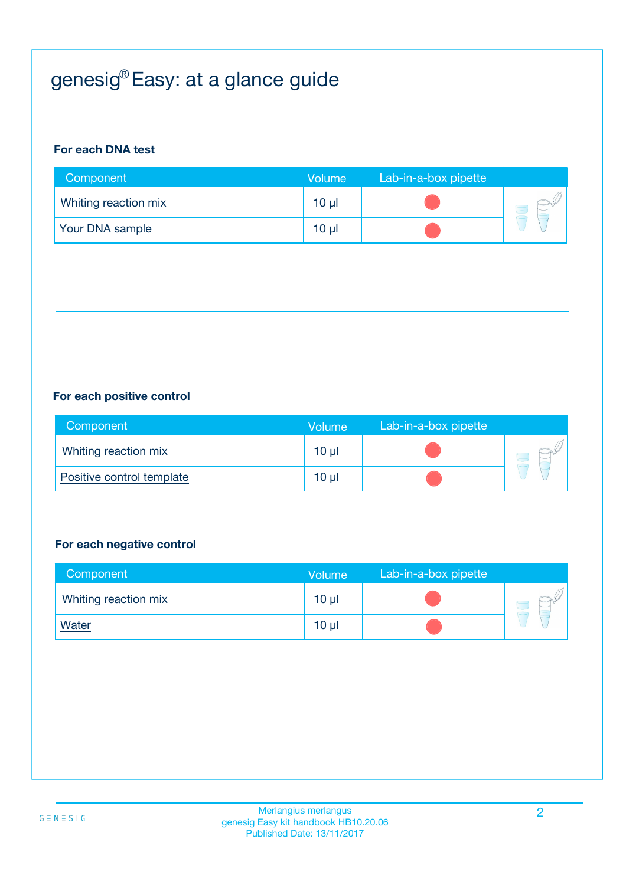# genesig® Easy: at a glance guide

**For each DNA test**

| Component | Volume | Lab-in-a-box pipette |
|---|---|---|
| Whiting reaction mix | 10 µl | |
| Your DNA sample | 10 µl | |

**For each positive control**

| Component | Volume | Lab-in-a-box pipette |
|---|---|---|
| Whiting reaction mix | 10 µl | |
| Positive control template | 10 µl | |

**For each negative control**

| Component | Volume | Lab-in-a-box pipette |
|---|---|---|
| Whiting reaction mix | 10 µl | |
| Water | 10 µl | |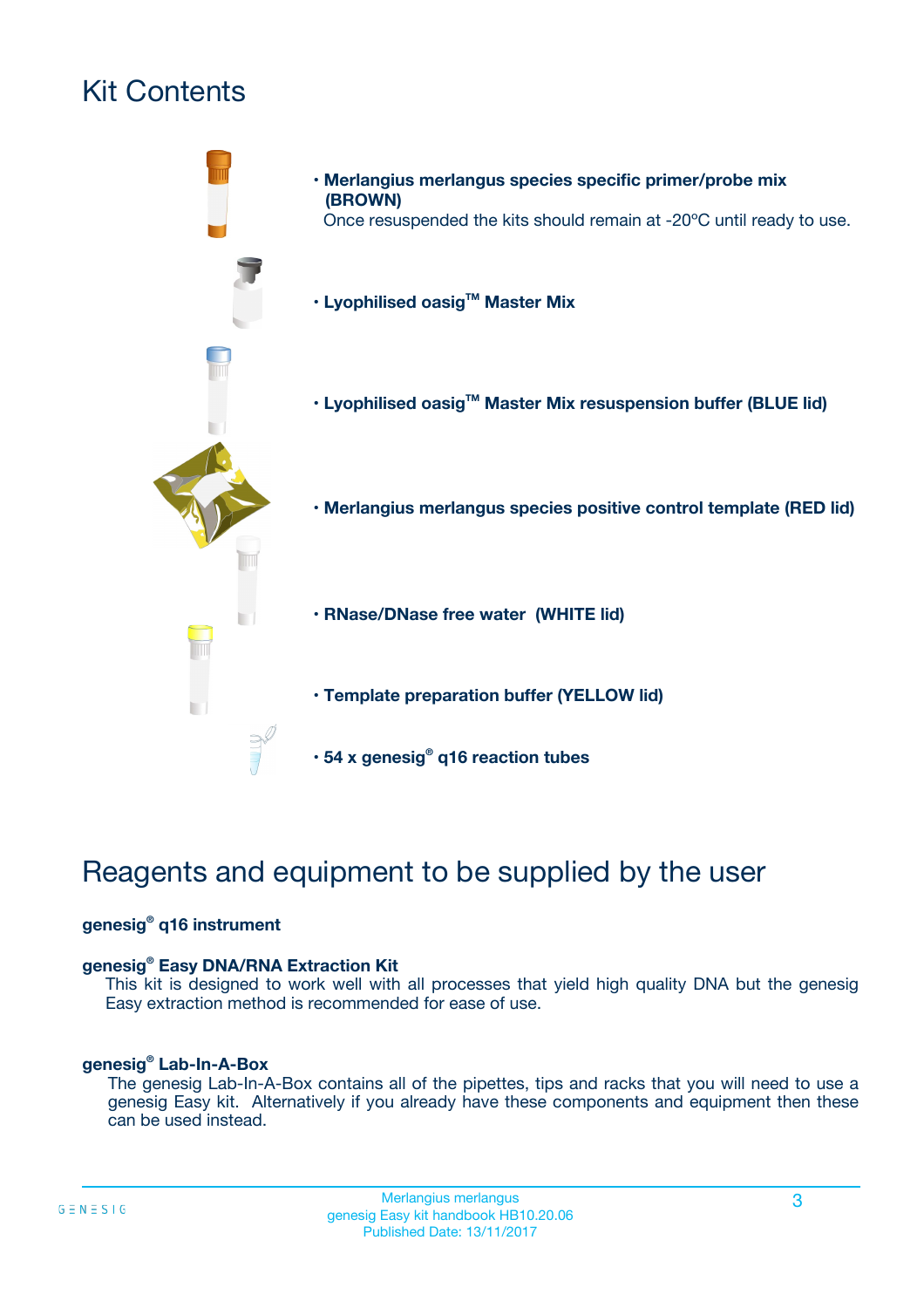# Kit Contents

- **Merlangius merlangus species specific primer/probe mix (BROWN)**
  Once resuspended the kits should remain at -20ºC until ready to use.
- **Lyophilised oasig™ Master Mix**
- **Lyophilised oasig™ Master Mix resuspension buffer (BLUE lid)**
- **Merlangius merlangus species positive control template (RED lid)**
- **RNase/DNase free water (WHITE lid)**
- **Template preparation buffer (YELLOW lid)**
- **54 x genesig® q16 reaction tubes**

# Reagents and equipment to be supplied by the user

**genesig® q16 instrument**

**genesig® Easy DNA/RNA Extraction Kit**
This kit is designed to work well with all processes that yield high quality DNA but the genesig Easy extraction method is recommended for ease of use.

**genesig® Lab-In-A-Box**
The genesig Lab-In-A-Box contains all of the pipettes, tips and racks that you will need to use a genesig Easy kit. Alternatively if you already have these components and equipment then these can be used instead.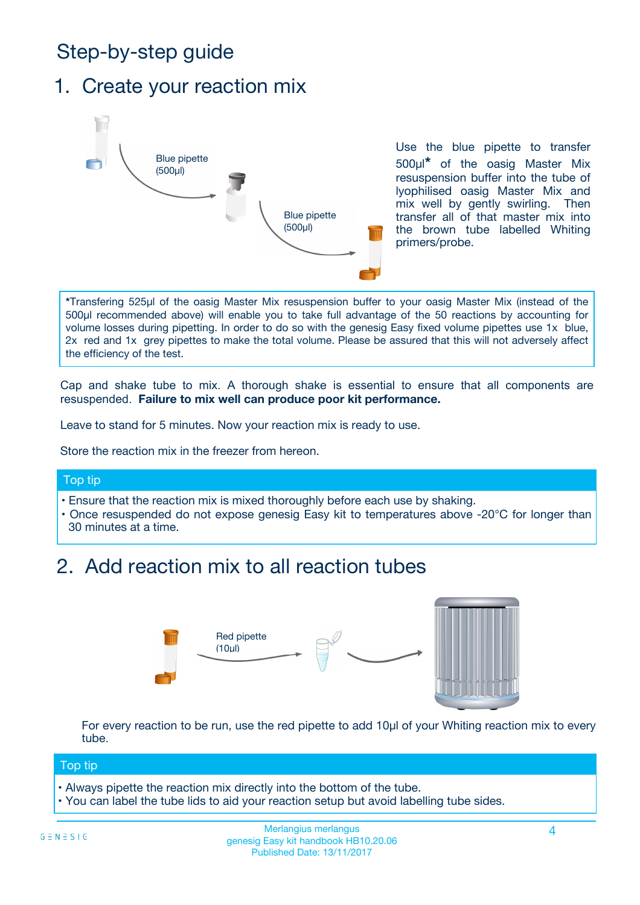# Step-by-step guide

## 1. Create your reaction mix

Blue pipette (500µl)

Blue pipette (500µl)

Use the blue pipette to transfer 500µl* of the oasig Master Mix resuspension buffer into the tube of lyophilised oasig Master Mix and mix well by gently swirling. Then transfer all of that master mix into the brown tube labelled Whiting primers/probe.

*Transfering 525µl of the oasig Master Mix resuspension buffer to your oasig Master Mix (instead of the 500µl recommended above) will enable you to take full advantage of the 50 reactions by accounting for volume losses during pipetting. In order to do so with the genesig Easy fixed volume pipettes use 1x blue, 2x red and 1x grey pipettes to make the total volume. Please be assured that this will not adversely affect the efficiency of the test.

Cap and shake tube to mix. A thorough shake is essential to ensure that all components are resuspended. **Failure to mix well can produce poor kit performance.**

Leave to stand for 5 minutes. Now your reaction mix is ready to use.

Store the reaction mix in the freezer from hereon.

**Top tip**

- Ensure that the reaction mix is mixed thoroughly before each use by shaking.
- Once resuspended do not expose genesig Easy kit to temperatures above -20°C for longer than 30 minutes at a time.

## 2. Add reaction mix to all reaction tubes

Red pipette (10µl)

For every reaction to be run, use the red pipette to add 10µl of your Whiting reaction mix to every tube.

**Top tip**

- Always pipette the reaction mix directly into the bottom of the tube.
- You can label the tube lids to aid your reaction setup but avoid labelling tube sides.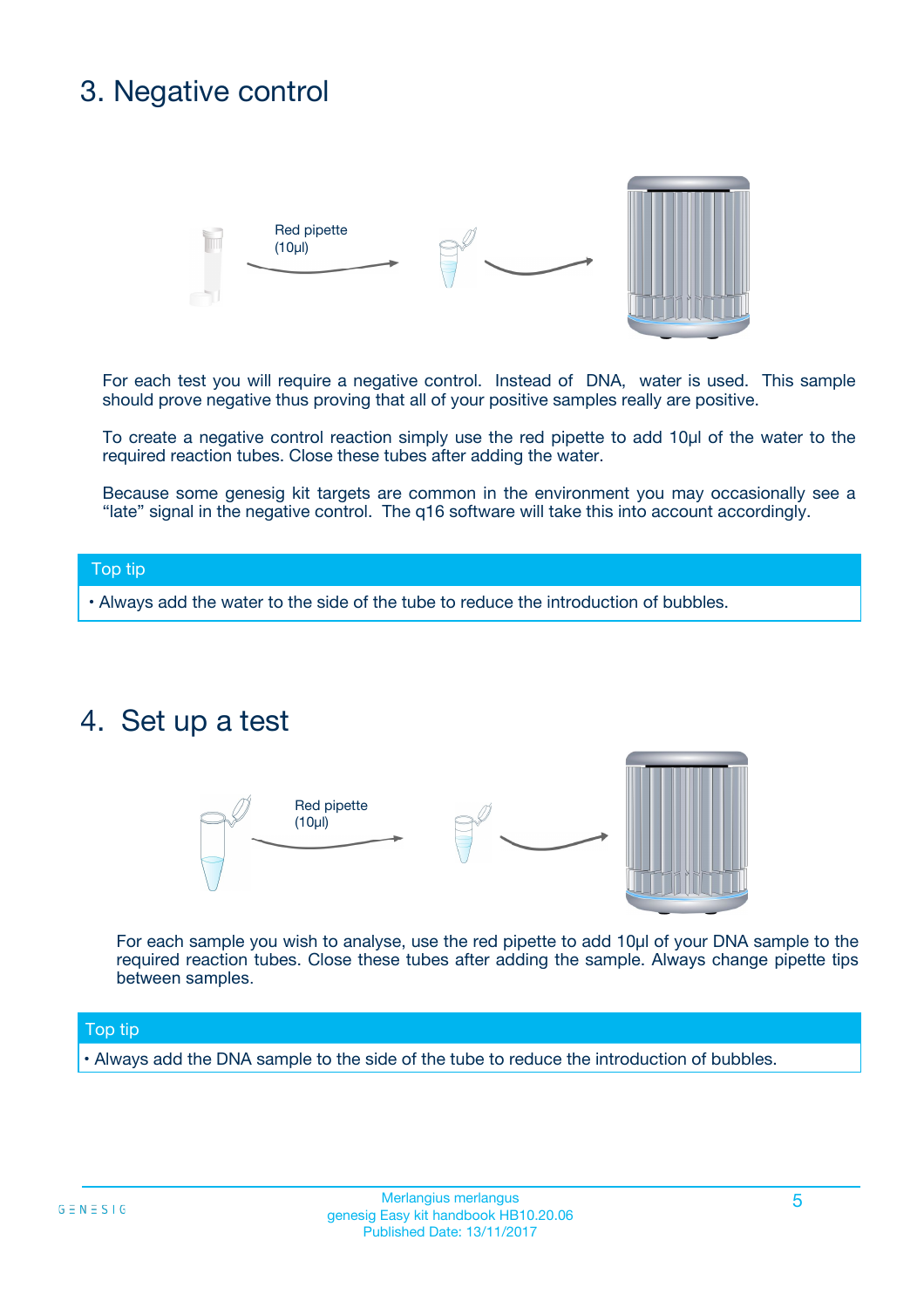## 3. Negative control

Red pipette (10µl)

For each test you will require a negative control. Instead of DNA, water is used. This sample should prove negative thus proving that all of your positive samples really are positive.

To create a negative control reaction simply use the red pipette to add 10µl of the water to the required reaction tubes. Close these tubes after adding the water.

Because some genesig kit targets are common in the environment you may occasionally see a "late" signal in the negative control. The q16 software will take this into account accordingly.

**Top tip**

- Always add the water to the side of the tube to reduce the introduction of bubbles.

## 4. Set up a test

Red pipette (10µl)

For each sample you wish to analyse, use the red pipette to add 10µl of your DNA sample to the required reaction tubes. Close these tubes after adding the sample. Always change pipette tips between samples.

**Top tip**

- Always add the DNA sample to the side of the tube to reduce the introduction of bubbles.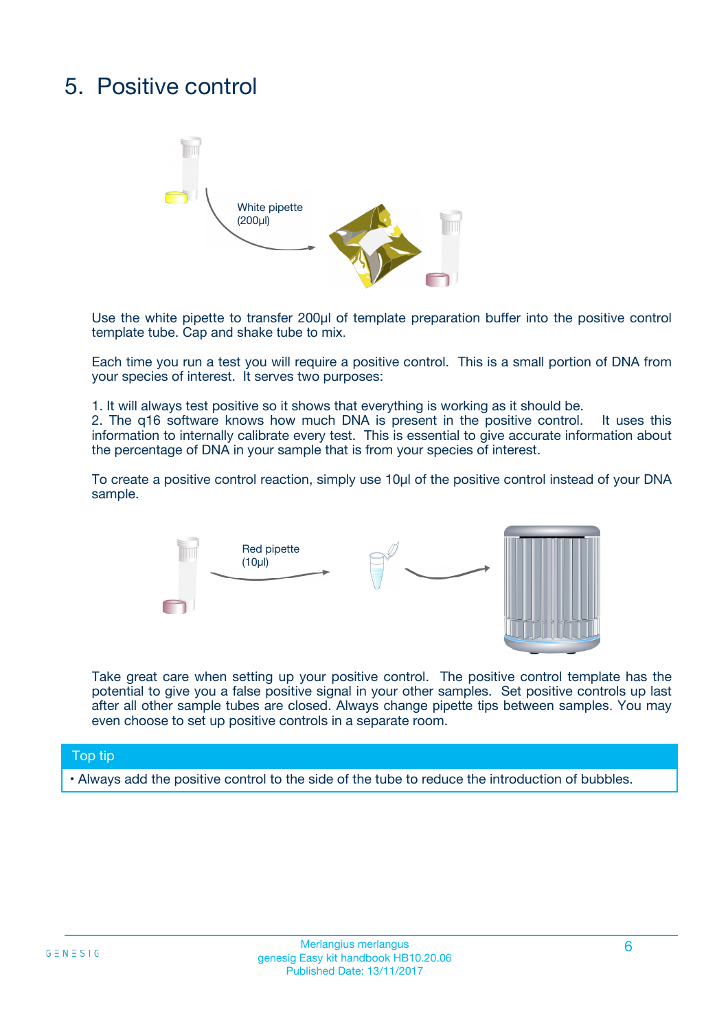# 5. Positive control

White pipette (200µl)

Use the white pipette to transfer 200µl of template preparation buffer into the positive control template tube. Cap and shake tube to mix.

Each time you run a test you will require a positive control. This is a small portion of DNA from your species of interest. It serves two purposes:

1. It will always test positive so it shows that everything is working as it should be.
2. The q16 software knows how much DNA is present in the positive control. It uses this information to internally calibrate every test. This is essential to give accurate information about the percentage of DNA in your sample that is from your species of interest.

To create a positive control reaction, simply use 10µl of the positive control instead of your DNA sample.

Red pipette (10µl)

Take great care when setting up your positive control. The positive control template has the potential to give you a false positive signal in your other samples. Set positive controls up last after all other sample tubes are closed. Always change pipette tips between samples. You may even choose to set up positive controls in a separate room.

**Top tip**

- Always add the positive control to the side of the tube to reduce the introduction of bubbles.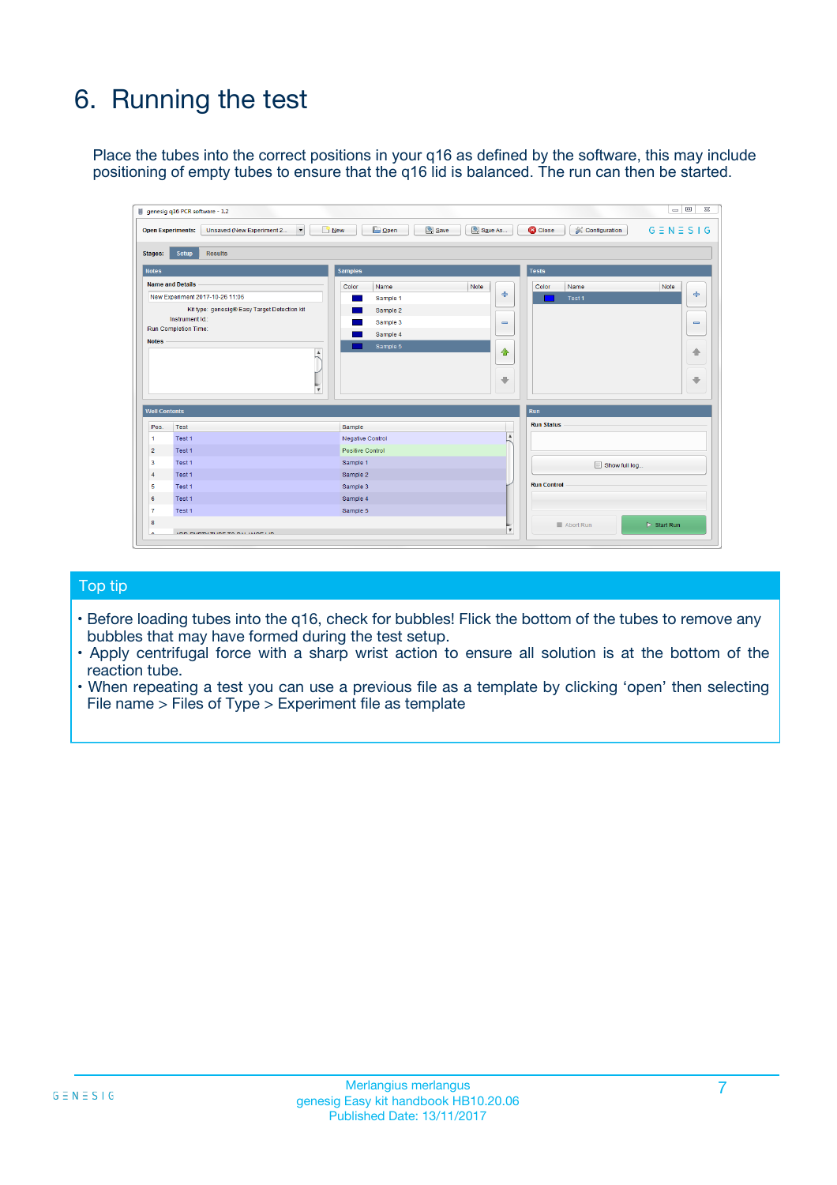# 6. Running the test

Place the tubes into the correct positions in your q16 as defined by the software, this may include positioning of empty tubes to ensure that the q16 lid is balanced. The run can then be started.

## Top tip

- Before loading tubes into the q16, check for bubbles! Flick the bottom of the tubes to remove any bubbles that may have formed during the test setup.
- Apply centrifugal force with a sharp wrist action to ensure all solution is at the bottom of the reaction tube.
- When repeating a test you can use a previous file as a template by clicking 'open' then selecting File name > Files of Type > Experiment file as template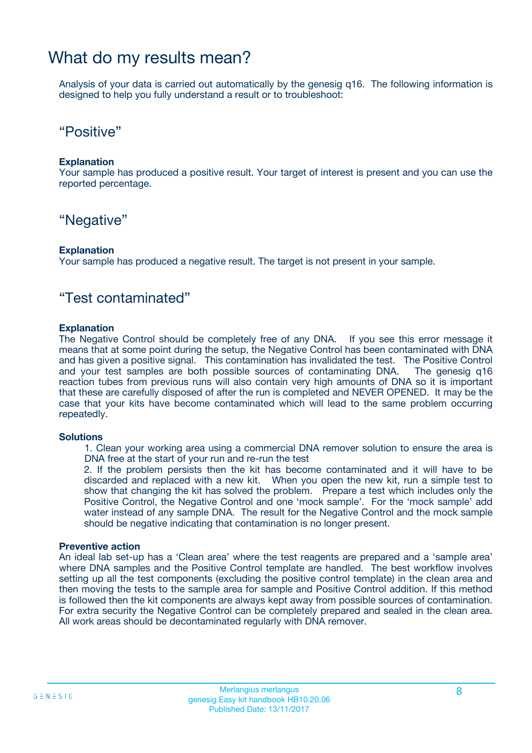# What do my results mean?

Analysis of your data is carried out automatically by the genesig q16. The following information is designed to help you fully understand a result or to troubleshoot:

## “Positive”

**Explanation**
Your sample has produced a positive result. Your target of interest is present and you can use the reported percentage.

## “Negative”

**Explanation**
Your sample has produced a negative result. The target is not present in your sample.

## “Test contaminated”

**Explanation**
The Negative Control should be completely free of any DNA. If you see this error message it means that at some point during the setup, the Negative Control has been contaminated with DNA and has given a positive signal. This contamination has invalidated the test. The Positive Control and your test samples are both possible sources of contaminating DNA. The genesig q16 reaction tubes from previous runs will also contain very high amounts of DNA so it is important that these are carefully disposed of after the run is completed and NEVER OPENED. It may be the case that your kits have become contaminated which will lead to the same problem occurring repeatedly.

**Solutions**

1. Clean your working area using a commercial DNA remover solution to ensure the area is DNA free at the start of your run and re-run the test
2. If the problem persists then the kit has become contaminated and it will have to be discarded and replaced with a new kit. When you open the new kit, run a simple test to show that changing the kit has solved the problem. Prepare a test which includes only the Positive Control, the Negative Control and one ‘mock sample’. For the ‘mock sample’ add water instead of any sample DNA. The result for the Negative Control and the mock sample should be negative indicating that contamination is no longer present.

**Preventive action**
An ideal lab set-up has a ‘Clean area’ where the test reagents are prepared and a ‘sample area’ where DNA samples and the Positive Control template are handled. The best workflow involves setting up all the test components (excluding the positive control template) in the clean area and then moving the tests to the sample area for sample and Positive Control addition. If this method is followed then the kit components are always kept away from possible sources of contamination. For extra security the Negative Control can be completely prepared and sealed in the clean area. All work areas should be decontaminated regularly with DNA remover.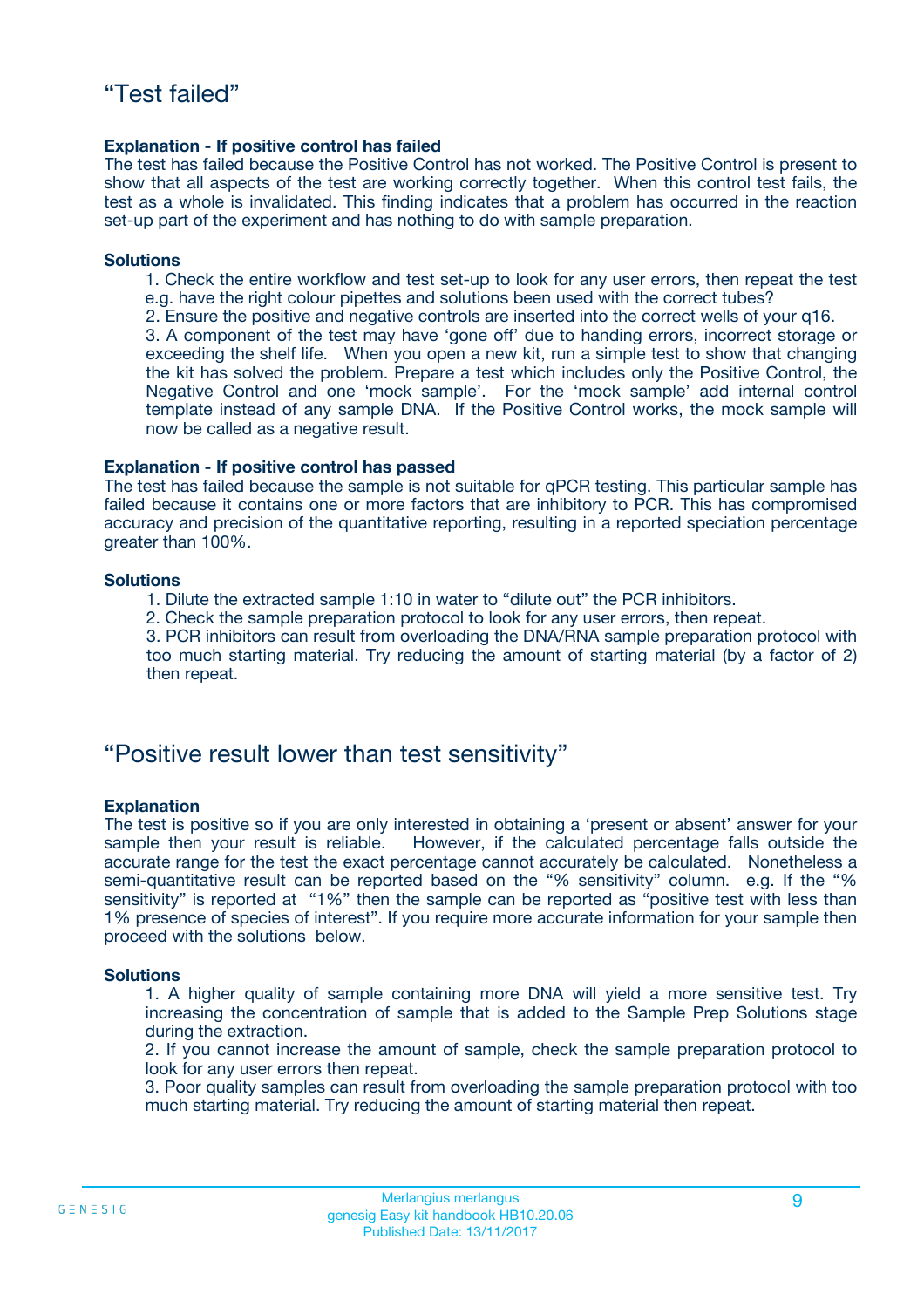## “Test failed”

**Explanation - If positive control has failed**

The test has failed because the Positive Control has not worked. The Positive Control is present to show that all aspects of the test are working correctly together. When this control test fails, the test as a whole is invalidated. This finding indicates that a problem has occurred in the reaction set-up part of the experiment and has nothing to do with sample preparation.

**Solutions**

1. Check the entire workflow and test set-up to look for any user errors, then repeat the test e.g. have the right colour pipettes and solutions been used with the correct tubes?
2. Ensure the positive and negative controls are inserted into the correct wells of your q16.
3. A component of the test may have ‘gone off’ due to handing errors, incorrect storage or exceeding the shelf life. When you open a new kit, run a simple test to show that changing the kit has solved the problem. Prepare a test which includes only the Positive Control, the Negative Control and one ‘mock sample’. For the ‘mock sample’ add internal control template instead of any sample DNA. If the Positive Control works, the mock sample will now be called as a negative result.

**Explanation - If positive control has passed**

The test has failed because the sample is not suitable for qPCR testing. This particular sample has failed because it contains one or more factors that are inhibitory to PCR. This has compromised accuracy and precision of the quantitative reporting, resulting in a reported speciation percentage greater than 100%.

**Solutions**

1. Dilute the extracted sample 1:10 in water to “dilute out” the PCR inhibitors.
2. Check the sample preparation protocol to look for any user errors, then repeat.
3. PCR inhibitors can result from overloading the DNA/RNA sample preparation protocol with too much starting material. Try reducing the amount of starting material (by a factor of 2) then repeat.

## “Positive result lower than test sensitivity”

**Explanation**

The test is positive so if you are only interested in obtaining a ‘present or absent’ answer for your sample then your result is reliable. However, if the calculated percentage falls outside the accurate range for the test the exact percentage cannot accurately be calculated. Nonetheless a semi-quantitative result can be reported based on the “% sensitivity” column. e.g. If the “% sensitivity” is reported at “1%” then the sample can be reported as “positive test with less than 1% presence of species of interest”. If you require more accurate information for your sample then proceed with the solutions below.

**Solutions**

1. A higher quality of sample containing more DNA will yield a more sensitive test. Try increasing the concentration of sample that is added to the Sample Prep Solutions stage during the extraction.
2. If you cannot increase the amount of sample, check the sample preparation protocol to look for any user errors then repeat.
3. Poor quality samples can result from overloading the sample preparation protocol with too much starting material. Try reducing the amount of starting material then repeat.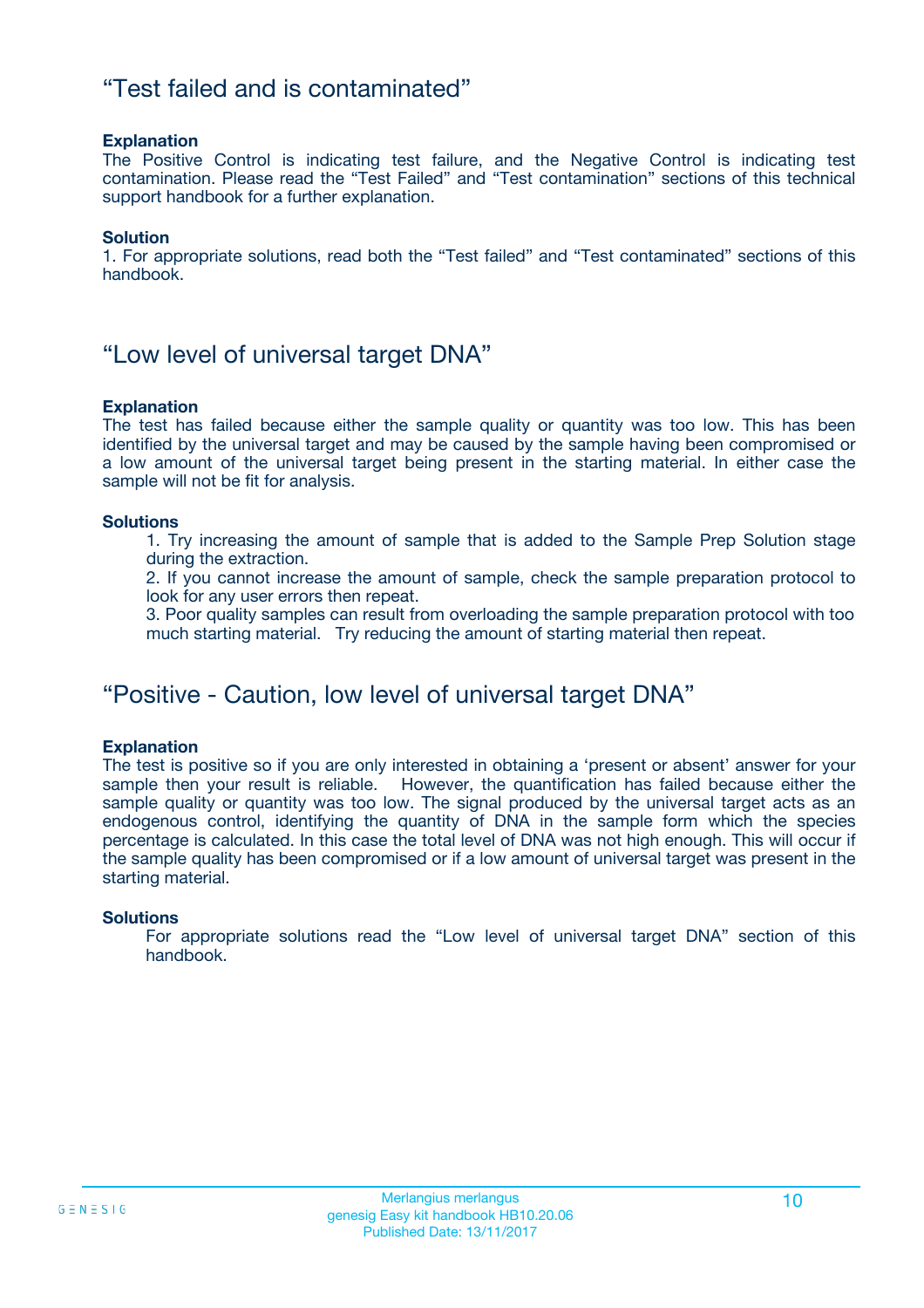## “Test failed and is contaminated”

**Explanation**

The Positive Control is indicating test failure, and the Negative Control is indicating test contamination. Please read the “Test Failed” and “Test contamination” sections of this technical support handbook for a further explanation.

**Solution**

1. For appropriate solutions, read both the “Test failed” and “Test contaminated” sections of this handbook.

## “Low level of universal target DNA”

**Explanation**

The test has failed because either the sample quality or quantity was too low. This has been identified by the universal target and may be caused by the sample having been compromised or a low amount of the universal target being present in the starting material. In either case the sample will not be fit for analysis.

**Solutions**

1. Try increasing the amount of sample that is added to the Sample Prep Solution stage during the extraction.
2. If you cannot increase the amount of sample, check the sample preparation protocol to look for any user errors then repeat.
3. Poor quality samples can result from overloading the sample preparation protocol with too much starting material. Try reducing the amount of starting material then repeat.

## “Positive - Caution, low level of universal target DNA”

**Explanation**

The test is positive so if you are only interested in obtaining a ‘present or absent’ answer for your sample then your result is reliable. However, the quantification has failed because either the sample quality or quantity was too low. The signal produced by the universal target acts as an endogenous control, identifying the quantity of DNA in the sample form which the species percentage is calculated. In this case the total level of DNA was not high enough. This will occur if the sample quality has been compromised or if a low amount of universal target was present in the starting material.

**Solutions**

For appropriate solutions read the “Low level of universal target DNA” section of this handbook.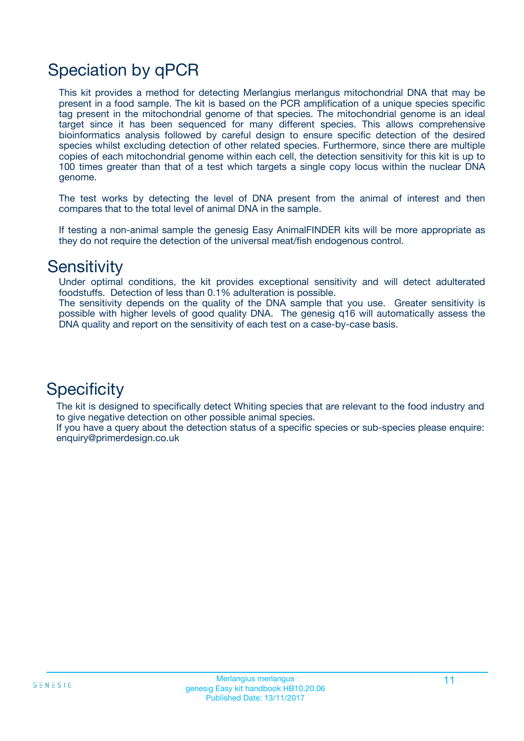# Speciation by qPCR

This kit provides a method for detecting Merlangius merlangus mitochondrial DNA that may be present in a food sample. The kit is based on the PCR amplification of a unique species specific tag present in the mitochondrial genome of that species. The mitochondrial genome is an ideal target since it has been sequenced for many different species. This allows comprehensive bioinformatics analysis followed by careful design to ensure specific detection of the desired species whilst excluding detection of other related species. Furthermore, since there are multiple copies of each mitochondrial genome within each cell, the detection sensitivity for this kit is up to 100 times greater than that of a test which targets a single copy locus within the nuclear DNA genome.

The test works by detecting the level of DNA present from the animal of interest and then compares that to the total level of animal DNA in the sample.

If testing a non-animal sample the genesig Easy AnimalFINDER kits will be more appropriate as they do not require the detection of the universal meat/fish endogenous control.

# Sensitivity

Under optimal conditions, the kit provides exceptional sensitivity and will detect adulterated foodstuffs. Detection of less than 0.1% adulteration is possible.
The sensitivity depends on the quality of the DNA sample that you use. Greater sensitivity is possible with higher levels of good quality DNA. The genesig q16 will automatically assess the DNA quality and report on the sensitivity of each test on a case-by-case basis.

# Specificity

The kit is designed to specifically detect Whiting species that are relevant to the food industry and to give negative detection on other possible animal species.
If you have a query about the detection status of a specific species or sub-species please enquire: enquiry@primerdesign.co.uk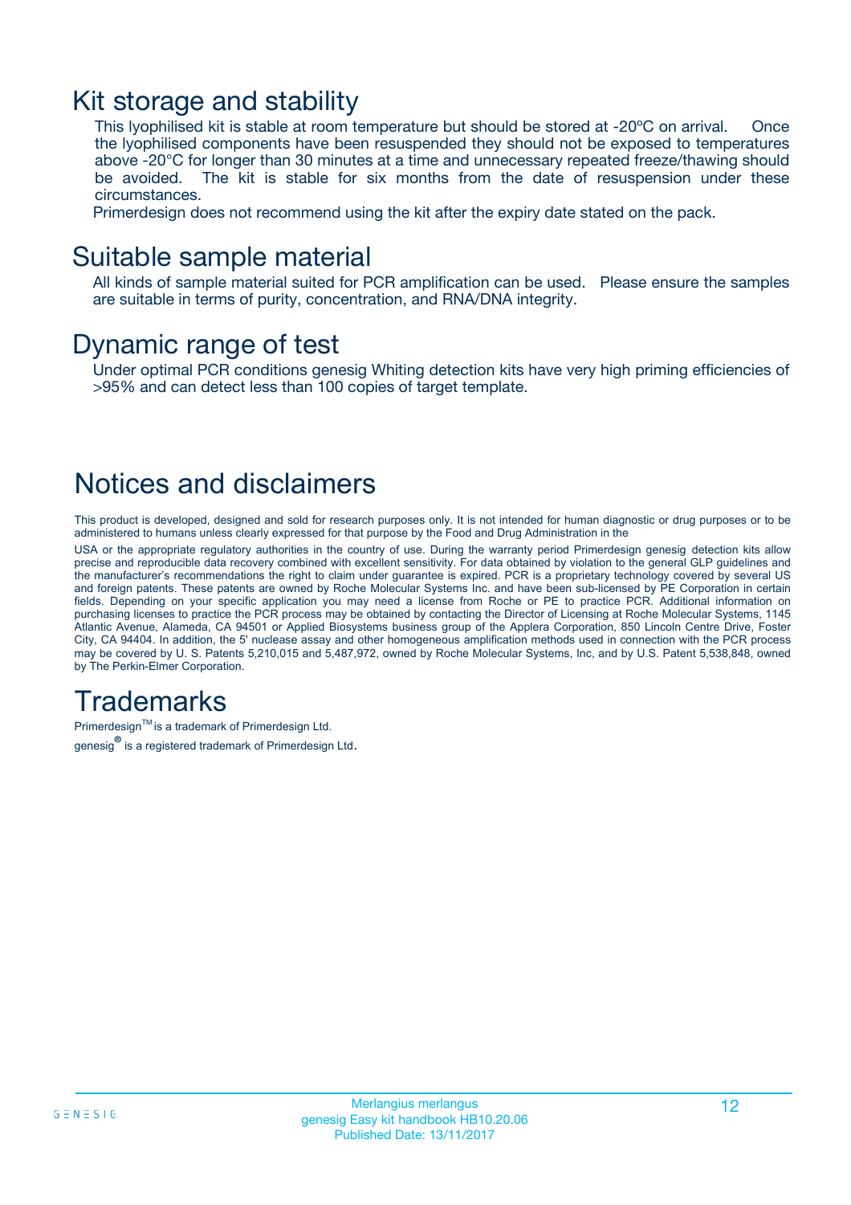## Kit storage and stability

This lyophilised kit is stable at room temperature but should be stored at -20ºC on arrival. Once the lyophilised components have been resuspended they should not be exposed to temperatures above -20°C for longer than 30 minutes at a time and unnecessary repeated freeze/thawing should be avoided. The kit is stable for six months from the date of resuspension under these circumstances.

Primerdesign does not recommend using the kit after the expiry date stated on the pack.

## Suitable sample material

All kinds of sample material suited for PCR amplification can be used. Please ensure the samples are suitable in terms of purity, concentration, and RNA/DNA integrity.

## Dynamic range of test

Under optimal PCR conditions genesig Whiting detection kits have very high priming efficiencies of >95% and can detect less than 100 copies of target template.

# Notices and disclaimers

This product is developed, designed and sold for research purposes only. It is not intended for human diagnostic or drug purposes or to be administered to humans unless clearly expressed for that purpose by the Food and Drug Administration in the

USA or the appropriate regulatory authorities in the country of use. During the warranty period Primerdesign genesig detection kits allow precise and reproducible data recovery combined with excellent sensitivity. For data obtained by violation to the general GLP guidelines and the manufacturer's recommendations the right to claim under guarantee is expired. PCR is a proprietary technology covered by several US and foreign patents. These patents are owned by Roche Molecular Systems Inc. and have been sub-licensed by PE Corporation in certain fields. Depending on your specific application you may need a license from Roche or PE to practice PCR. Additional information on purchasing licenses to practice the PCR process may be obtained by contacting the Director of Licensing at Roche Molecular Systems, 1145 Atlantic Avenue, Alameda, CA 94501 or Applied Biosystems business group of the Applera Corporation, 850 Lincoln Centre Drive, Foster City, CA 94404. In addition, the 5' nuclease assay and other homogeneous amplification methods used in connection with the PCR process may be covered by U. S. Patents 5,210,015 and 5,487,972, owned by Roche Molecular Systems, Inc, and by U.S. Patent 5,538,848, owned by The Perkin-Elmer Corporation.

# Trademarks

Primerdesign™ is a trademark of Primerdesign Ltd.

genesig® is a registered trademark of Primerdesign Ltd.